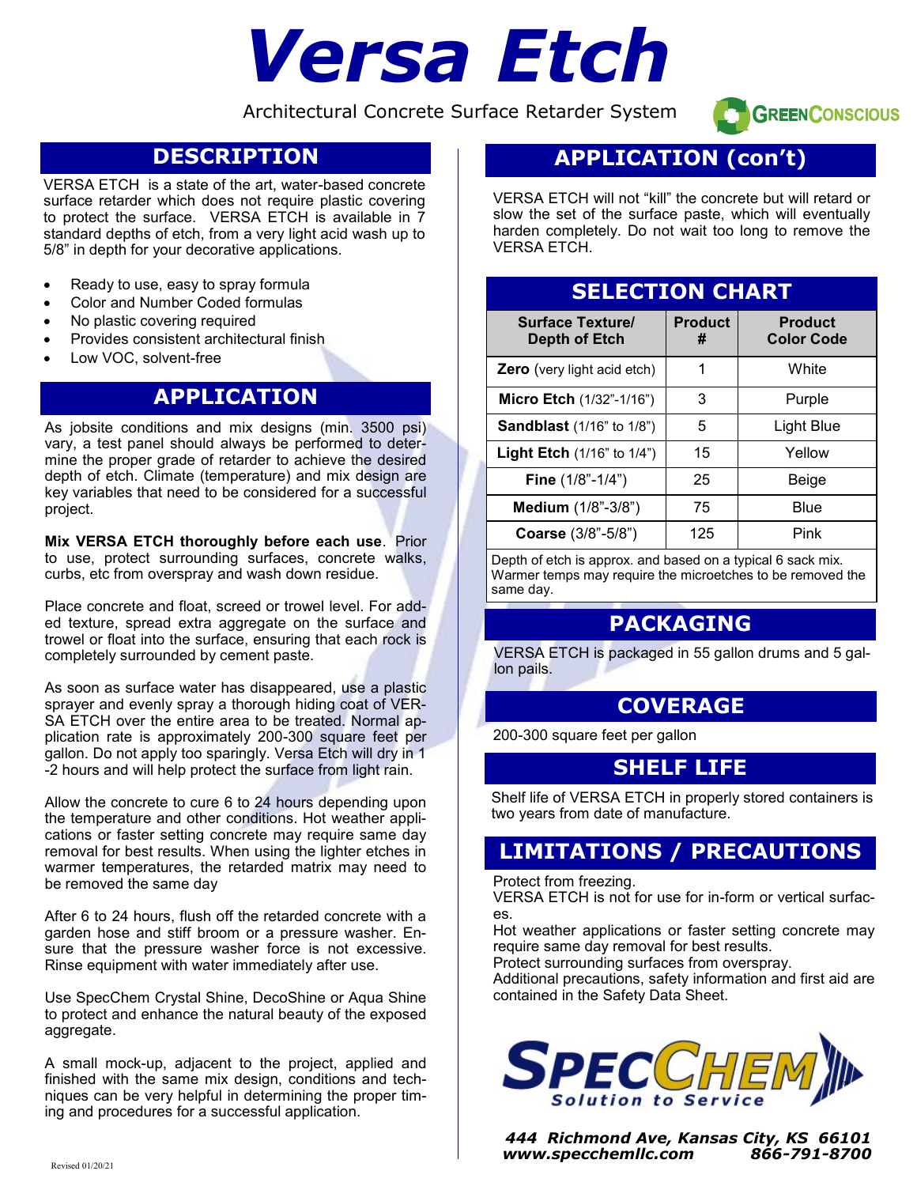# Versa Etch

Architectural Concrete Surface Retarder System

GreenConscious

## DESCRIPTION

VERSA ETCH is a state of the art, water-based concrete surface retarder which does not require plastic covering to protect the surface. VERSA ETCH is available in 7 standard depths of etch, from a very light acid wash up to 5/8" in depth for your decorative applications.

- Ready to use, easy to spray formula
- Color and Number Coded formulas
- No plastic covering required
- Provides consistent architectural finish
- Low VOC, solvent-free

## APPLICATION

As jobsite conditions and mix designs (min. 3500 psi) vary, a test panel should always be performed to determine the proper grade of retarder to achieve the desired depth of etch. Climate (temperature) and mix design are key variables that need to be considered for a successful project.

**Mix VERSA ETCH thoroughly before each use**. Prior to use, protect surrounding surfaces, concrete walks, curbs, etc from overspray and wash down residue.

Place concrete and float, screed or trowel level. For added texture, spread extra aggregate on the surface and trowel or float into the surface, ensuring that each rock is completely surrounded by cement paste.

As soon as surface water has disappeared, use a plastic sprayer and evenly spray a thorough hiding coat of VERSA ETCH over the entire area to be treated. Normal application rate is approximately 200-300 square feet per gallon. Do not apply too sparingly. Versa Etch will dry in 1-2 hours and will help protect the surface from light rain.

Allow the concrete to cure 6 to 24 hours depending upon the temperature and other conditions. Hot weather applications or faster setting concrete may require same day removal for best results. When using the lighter etches in warmer temperatures, the retarded matrix may need to be removed the same day

After 6 to 24 hours, flush off the retarded concrete with a garden hose and stiff broom or a pressure washer. Ensure that the pressure washer force is not excessive. Rinse equipment with water immediately after use.

Use SpecChem Crystal Shine, DecoShine or Aqua Shine to protect and enhance the natural beauty of the exposed aggregate.

A small mock-up, adjacent to the project, applied and finished with the same mix design, conditions and techniques can be very helpful in determining the proper timing and procedures for a successful application.

## APPLICATION (con't)

VERSA ETCH will not "kill" the concrete but will retard or slow the set of the surface paste, which will eventually harden completely. Do not wait too long to remove the VERSA ETCH.

## SELECTION CHART

| Surface Texture/ Depth of Etch | Product # | Product Color Code |
|---|---|---|
| **Zero** (very light acid etch) | 1 | White |
| **Micro Etch** (1/32"-1/16") | 3 | Purple |
| **Sandblast** (1/16" to 1/8") | 5 | Light Blue |
| **Light Etch** (1/16" to 1/4") | 15 | Yellow |
| **Fine** (1/8"-1/4") | 25 | Beige |
| **Medium** (1/8"-3/8") | 75 | Blue |
| **Coarse** (3/8"-5/8") | 125 | Pink |

Depth of etch is approx. and based on a typical 6 sack mix. Warmer temps may require the microetches to be removed the same day.

## PACKAGING

VERSA ETCH is packaged in 55 gallon drums and 5 gallon pails.

## COVERAGE

200-300 square feet per gallon

## SHELF LIFE

Shelf life of VERSA ETCH in properly stored containers is two years from date of manufacture.

## LIMITATIONS / PRECAUTIONS

Protect from freezing.
VERSA ETCH is not for use for in-form or vertical surfaces.
Hot weather applications or faster setting concrete may require same day removal for best results.
Protect surrounding surfaces from overspray.
Additional precautions, safety information and first aid are contained in the Safety Data Sheet.

SPECCHEM
Solution to Service

*444 Richmond Ave, Kansas City, KS 66101*
*www.specchemllc.com 866-791-8700*

Revised 01/20/21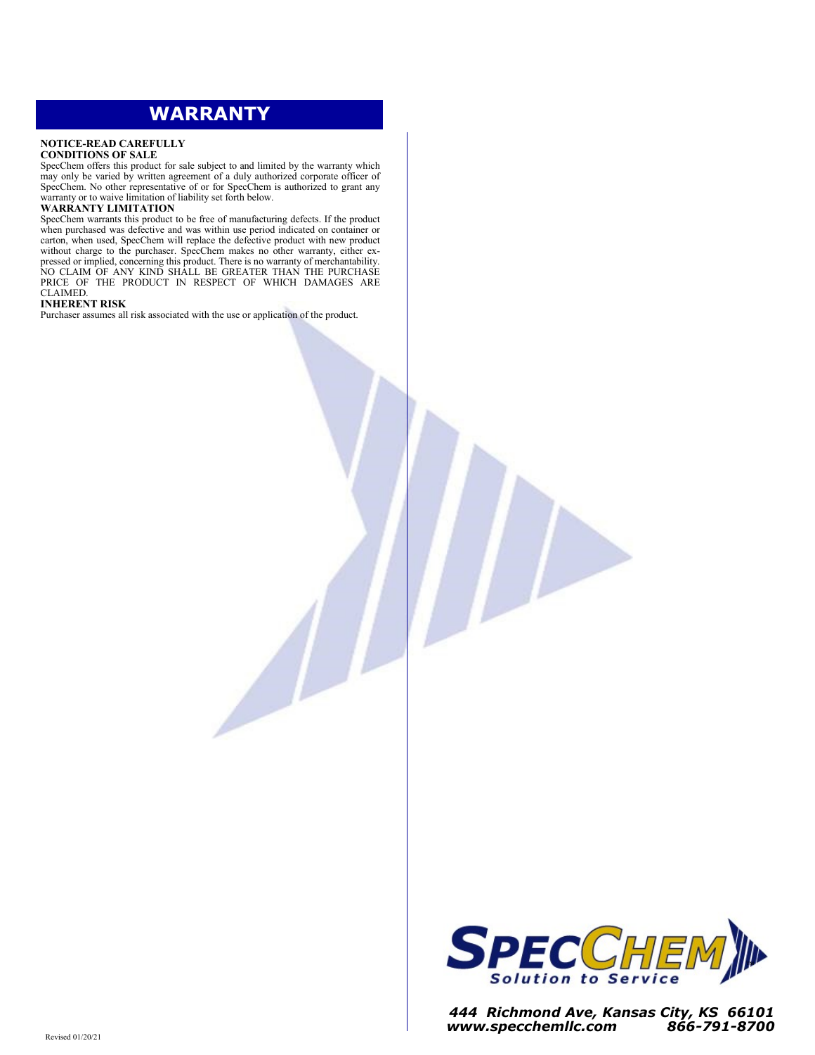# WARRANTY

**NOTICE-READ CAREFULLY**

**CONDITIONS OF SALE**

SpecChem offers this product for sale subject to and limited by the warranty which may only be varied by written agreement of a duly authorized corporate officer of SpecChem. No other representative of or for SpecChem is authorized to grant any warranty or to waive limitation of liability set forth below.

**WARRANTY LIMITATION**

SpecChem warrants this product to be free of manufacturing defects. If the product when purchased was defective and was within use period indicated on container or carton, when used, SpecChem will replace the defective product with new product without charge to the purchaser. SpecChem makes no other warranty, either expressed or implied, concerning this product. There is no warranty of merchantability. NO CLAIM OF ANY KIND SHALL BE GREATER THAN THE PURCHASE PRICE OF THE PRODUCT IN RESPECT OF WHICH DAMAGES ARE CLAIMED.

**INHERENT RISK**

Purchaser assumes all risk associated with the use or application of the product.

SPECCHEM
Solution to Service

*444 Richmond Ave, Kansas City, KS 66101*
*www.specchemllc.com 866-791-8700*

Revised 01/20/21